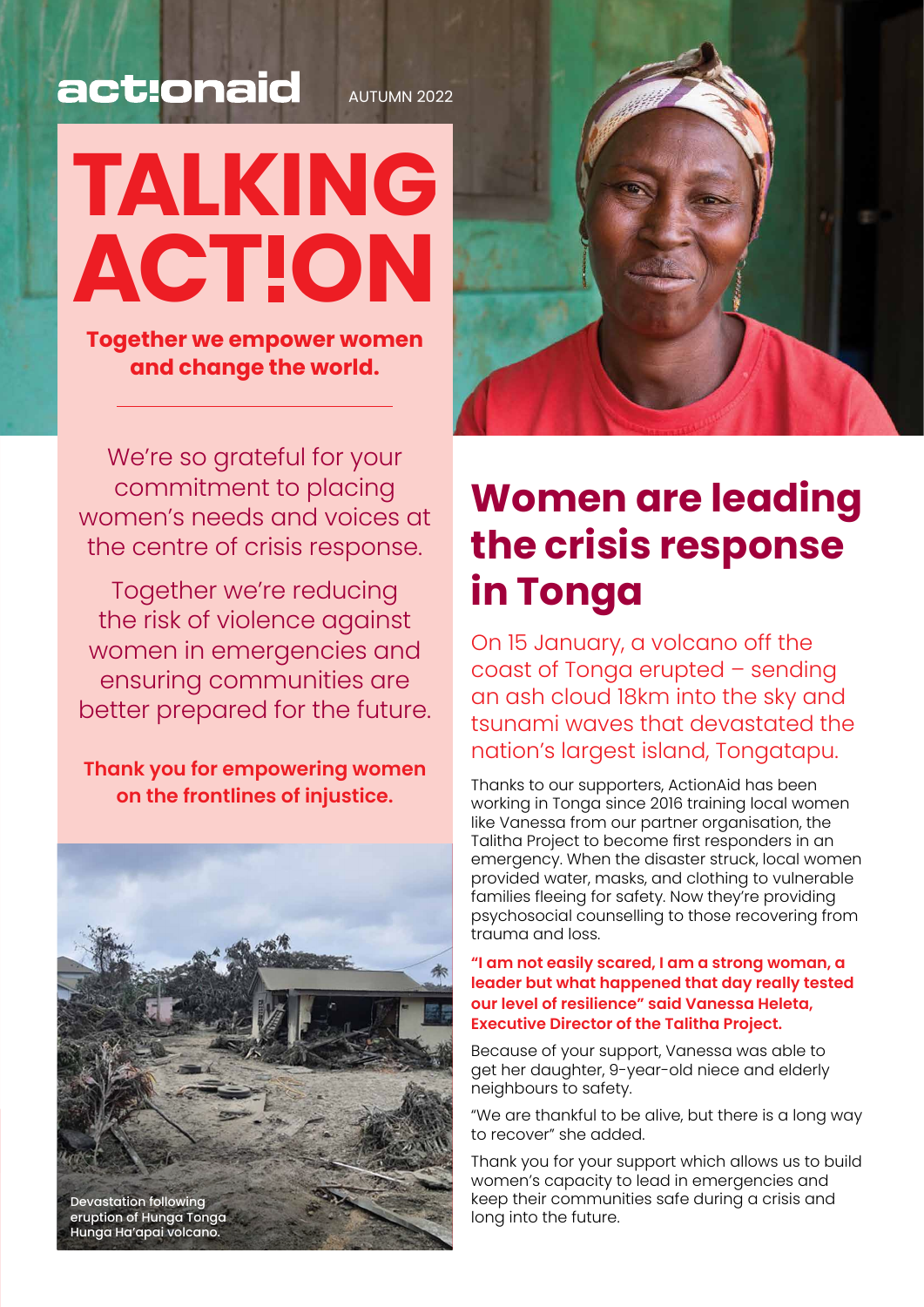actionaid AUTUMN 2022

# TALKING ACT!ON

**Together we empower women and change the world.**

We're so grateful for your commitment to placing women's needs and voices at the centre of crisis response.

Together we're reducing the risk of violence against women in emergencies and ensuring communities are better prepared for the future.

**Thank you for empowering women on the frontlines of injustice.**

Devastation following eruption of Hunga Tonga Hunga Ha'apai volcano.

## Women are leading the crisis response in Tonga

On 15 January, a volcano off the coast of Tonga erupted – sending an ash cloud 18km into the sky and tsunami waves that devastated the nation's largest island, Tongatapu.

Thanks to our supporters, ActionAid has been working in Tonga since 2016 training local women like Vanessa from our partner organisation, the Talitha Project to become first responders in an emergency. When the disaster struck, local women provided water, masks, and clothing to vulnerable families fleeing for safety. Now they're providing psychosocial counselling to those recovering from trauma and loss.

**"I am not easily scared, I am a strong woman, a leader but what happened that day really tested our level of resilience" said Vanessa Heleta, Executive Director of the Talitha Project.**

Because of your support, Vanessa was able to get her daughter, 9-year-old niece and elderly neighbours to safety.

"We are thankful to be alive, but there is a long way to recover" she added.

Thank you for your support which allows us to build women's capacity to lead in emergencies and keep their communities safe during a crisis and long into the future.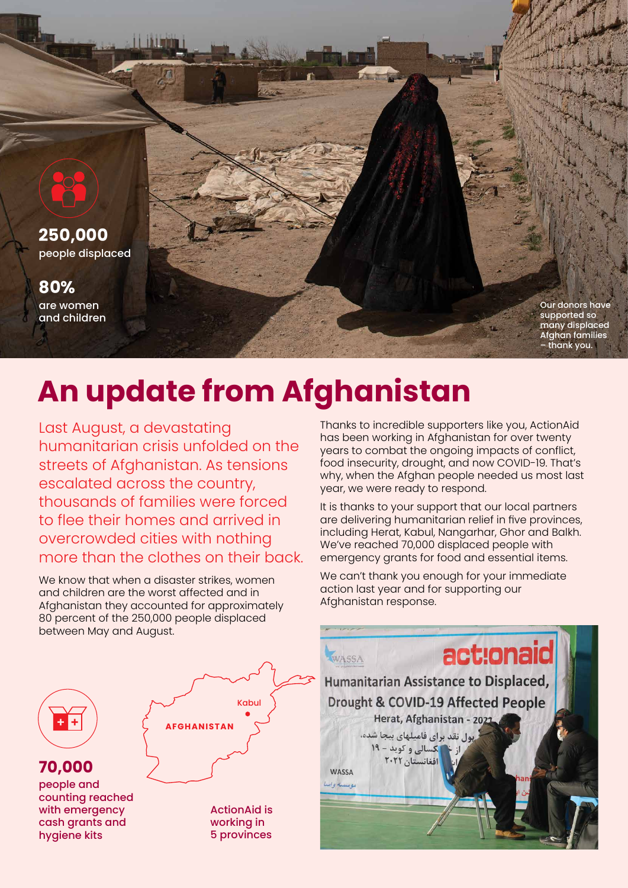**250,000**
people displaced

**80%**
are women and children

Our donors have supported so many displaced Afghan families – thank you.

# An update from Afghanistan

Last August, a devastating humanitarian crisis unfolded on the streets of Afghanistan. As tensions escalated across the country, thousands of families were forced to flee their homes and arrived in overcrowded cities with nothing more than the clothes on their back.

We know that when a disaster strikes, women and children are the worst affected and in Afghanistan they accounted for approximately 80 percent of the 250,000 people displaced between May and August.

Thanks to incredible supporters like you, ActionAid has been working in Afghanistan for over twenty years to combat the ongoing impacts of conflict, food insecurity, drought, and now COVID-19. That's why, when the Afghan people needed us most last year, we were ready to respond.

It is thanks to your support that our local partners are delivering humanitarian relief in five provinces, including Herat, Kabul, Nangarhar, Ghor and Balkh. We've reached 70,000 displaced people with emergency grants for food and essential items.

We can't thank you enough for your immediate action last year and for supporting our Afghanistan response.

**70,000**
people and counting reached with emergency cash grants and hygiene kits

ActionAid is working in 5 provinces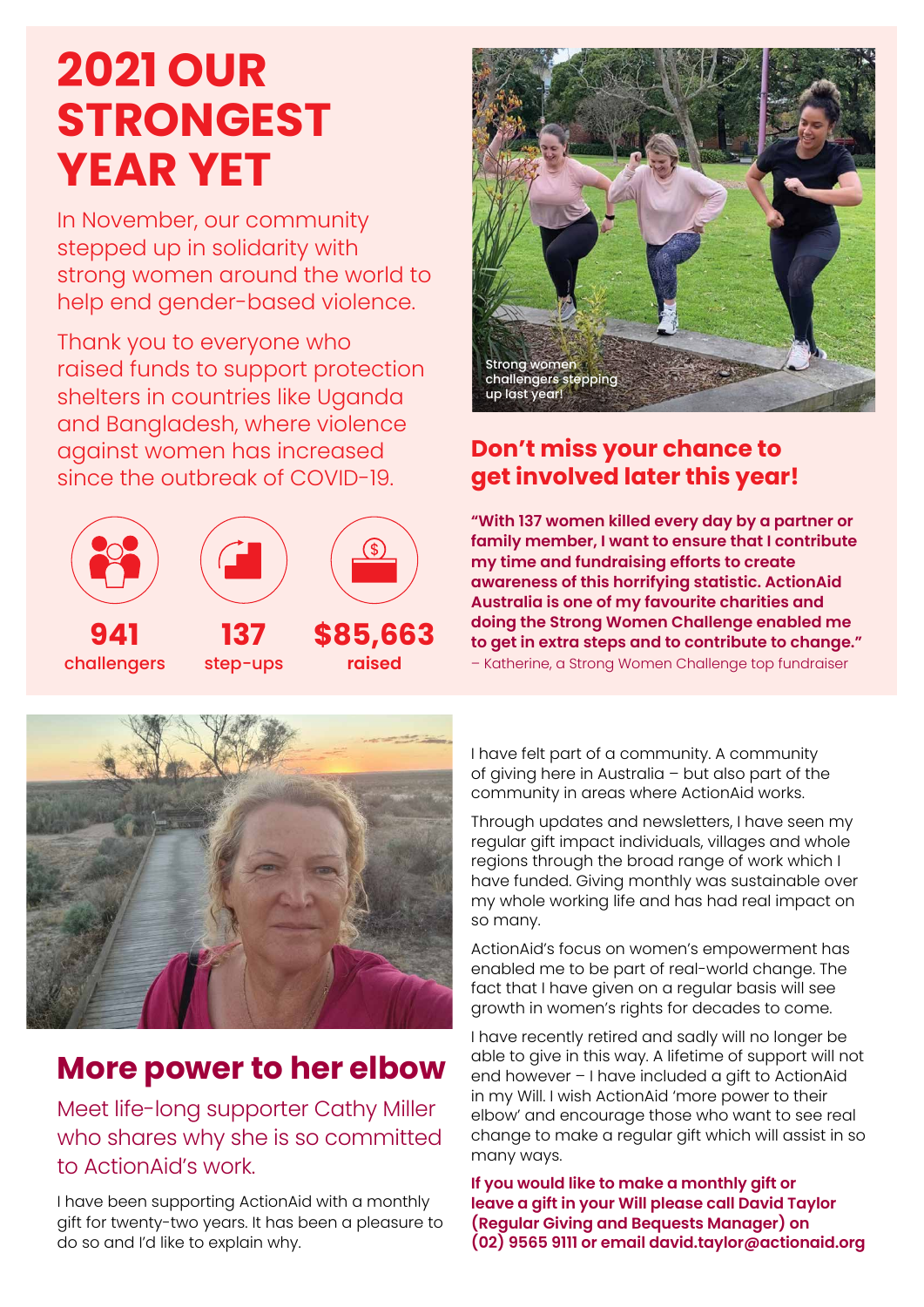# 2021 OUR STRONGEST YEAR YET

In November, our community stepped up in solidarity with strong women around the world to help end gender-based violence.

Thank you to everyone who raised funds to support protection shelters in countries like Uganda and Bangladesh, where violence against women has increased since the outbreak of COVID-19.

**941** challengers

**137** step-ups

**$85,663** raised

Strong women challengers stepping up last year!

## Don't miss your chance to get involved later this year!

**"With 137 women killed every day by a partner or family member, I want to ensure that I contribute my time and fundraising efforts to create awareness of this horrifying statistic. ActionAid Australia is one of my favourite charities and doing the Strong Women Challenge enabled me to get in extra steps and to contribute to change."**
– Katherine, a Strong Women Challenge top fundraiser

## More power to her elbow

Meet life-long supporter Cathy Miller who shares why she is so committed to ActionAid's work.

I have been supporting ActionAid with a monthly gift for twenty-two years. It has been a pleasure to do so and I'd like to explain why.

I have felt part of a community. A community of giving here in Australia – but also part of the community in areas where ActionAid works.

Through updates and newsletters, I have seen my regular gift impact individuals, villages and whole regions through the broad range of work which I have funded. Giving monthly was sustainable over my whole working life and has had real impact on so many.

ActionAid's focus on women's empowerment has enabled me to be part of real-world change. The fact that I have given on a regular basis will see growth in women's rights for decades to come.

I have recently retired and sadly will no longer be able to give in this way. A lifetime of support will not end however – I have included a gift to ActionAid in my Will. I wish ActionAid 'more power to their elbow' and encourage those who want to see real change to make a regular gift which will assist in so many ways.

**If you would like to make a monthly gift or leave a gift in your Will please call David Taylor (Regular Giving and Bequests Manager) on (02) 9565 9111 or email david.taylor@actionaid.org**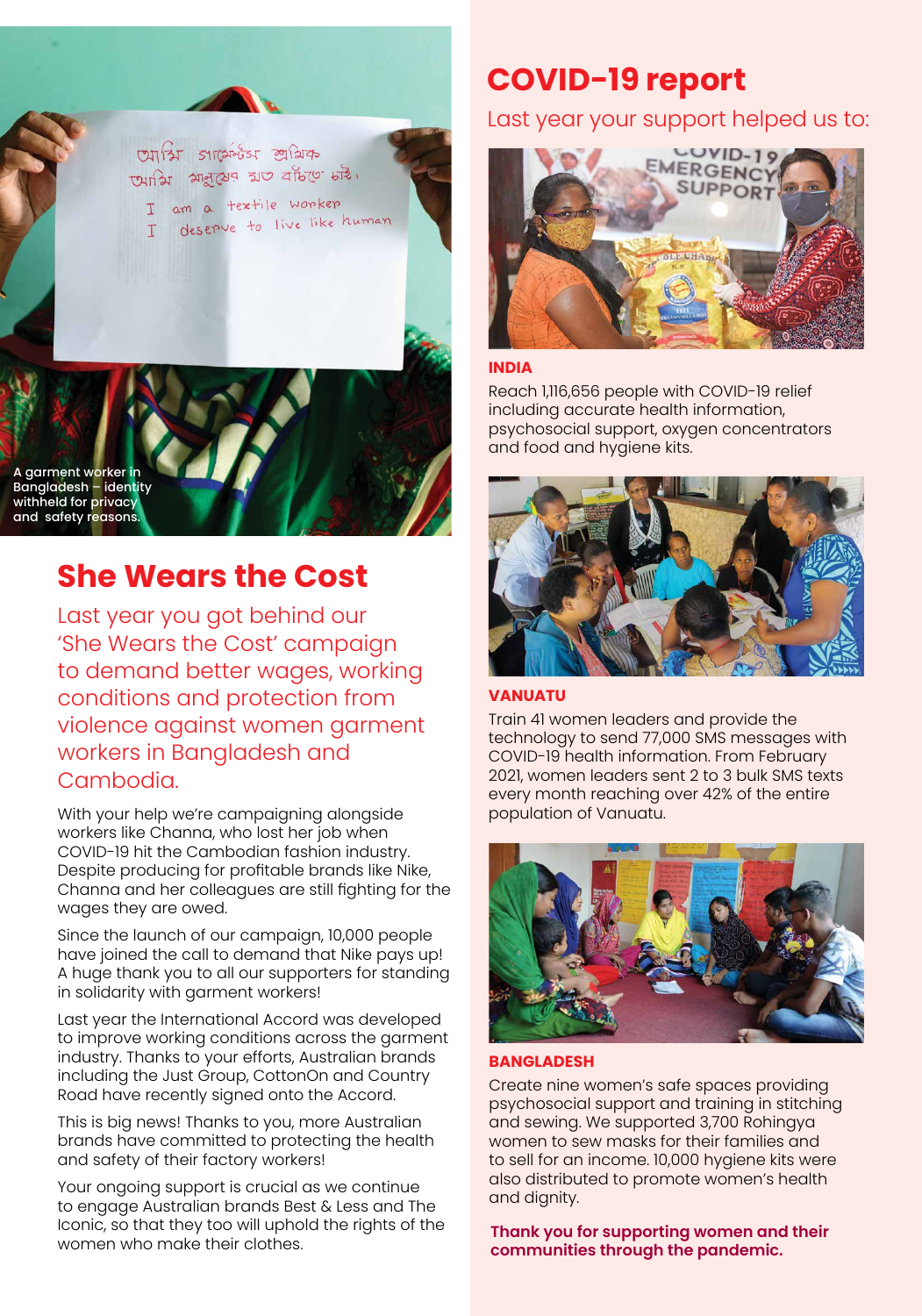A garment worker in Bangladesh – identity withheld for privacy and safety reasons.

## She Wears the Cost

Last year you got behind our 'She Wears the Cost' campaign to demand better wages, working conditions and protection from violence against women garment workers in Bangladesh and Cambodia.

With your help we're campaigning alongside workers like Channa, who lost her job when COVID-19 hit the Cambodian fashion industry. Despite producing for profitable brands like Nike, Channa and her colleagues are still fighting for the wages they are owed.

Since the launch of our campaign, 10,000 people have joined the call to demand that Nike pays up! A huge thank you to all our supporters for standing in solidarity with garment workers!

Last year the International Accord was developed to improve working conditions across the garment industry. Thanks to your efforts, Australian brands including the Just Group, CottonOn and Country Road have recently signed onto the Accord.

This is big news! Thanks to you, more Australian brands have committed to protecting the health and safety of their factory workers!

Your ongoing support is crucial as we continue to engage Australian brands Best & Less and The Iconic, so that they too will uphold the rights of the women who make their clothes.

## COVID-19 report

Last year your support helped us to:

**INDIA**

Reach 1,116,656 people with COVID-19 relief including accurate health information, psychosocial support, oxygen concentrators and food and hygiene kits.

**VANUATU**

Train 41 women leaders and provide the technology to send 77,000 SMS messages with COVID-19 health information. From February 2021, women leaders sent 2 to 3 bulk SMS texts every month reaching over 42% of the entire population of Vanuatu.

**BANGLADESH**

Create nine women's safe spaces providing psychosocial support and training in stitching and sewing. We supported 3,700 Rohingya women to sew masks for their families and to sell for an income. 10,000 hygiene kits were also distributed to promote women's health and dignity.

**Thank you for supporting women and their communities through the pandemic.**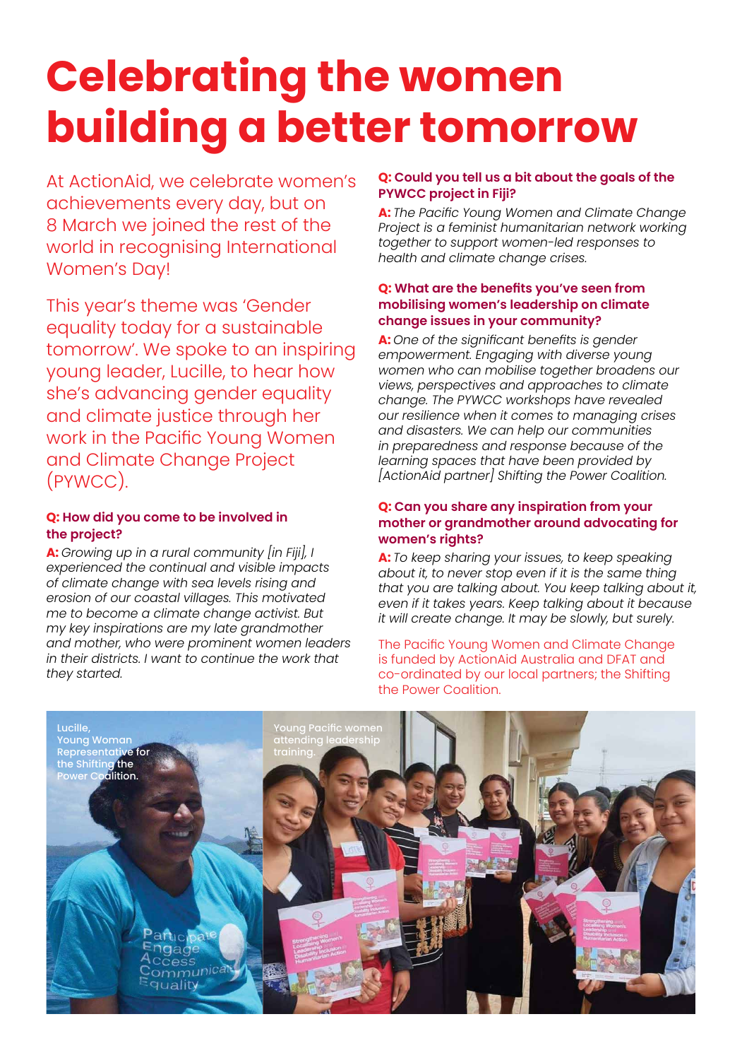# Celebrating the women building a better tomorrow

At ActionAid, we celebrate women's achievements every day, but on 8 March we joined the rest of the world in recognising International Women's Day!

This year's theme was 'Gender equality today for a sustainable tomorrow'. We spoke to an inspiring young leader, Lucille, to hear how she's advancing gender equality and climate justice through her work in the Pacific Young Women and Climate Change Project (PYWCC).

**Q: How did you come to be involved in the project?**

**A:** *Growing up in a rural community [in Fiji], I experienced the continual and visible impacts of climate change with sea levels rising and erosion of our coastal villages. This motivated me to become a climate change activist. But my key inspirations are my late grandmother and mother, who were prominent women leaders in their districts. I want to continue the work that they started.*

**Q: Could you tell us a bit about the goals of the PYWCC project in Fiji?**

**A:** *The Pacific Young Women and Climate Change Project is a feminist humanitarian network working together to support women-led responses to health and climate change crises.*

**Q: What are the benefits you've seen from mobilising women's leadership on climate change issues in your community?**

**A:** *One of the significant benefits is gender empowerment. Engaging with diverse young women who can mobilise together broadens our views, perspectives and approaches to climate change. The PYWCC workshops have revealed our resilience when it comes to managing crises and disasters. We can help our communities in preparedness and response because of the learning spaces that have been provided by [ActionAid partner] Shifting the Power Coalition.*

**Q: Can you share any inspiration from your mother or grandmother around advocating for women's rights?**

**A:** *To keep sharing your issues, to keep speaking about it, to never stop even if it is the same thing that you are talking about. You keep talking about it, even if it takes years. Keep talking about it because it will create change. It may be slowly, but surely.*

The Pacific Young Women and Climate Change is funded by ActionAid Australia and DFAT and co-ordinated by our local partners; the Shifting the Power Coalition.

Lucille, Young Woman Representative for the Shifting the Power Coalition.

Young Pacific women attending leadership training.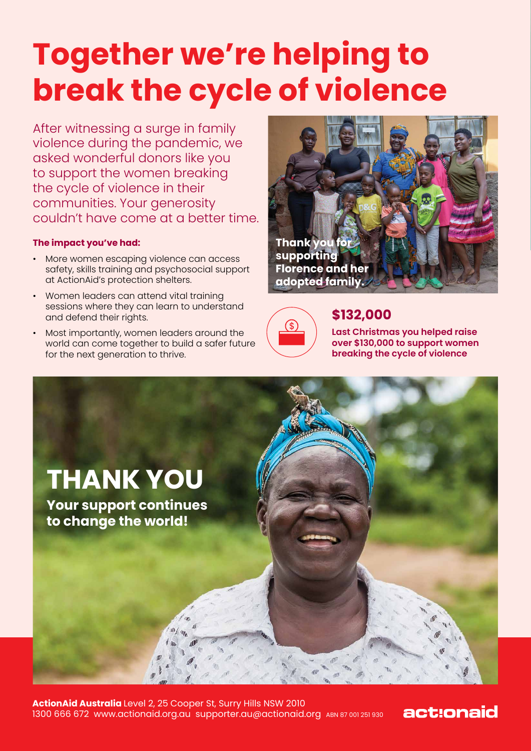# Together we're helping to break the cycle of violence

After witnessing a surge in family violence during the pandemic, we asked wonderful donors like you to support the women breaking the cycle of violence in their communities. Your generosity couldn't have come at a better time.

**The impact you've had:**

- More women escaping violence can access safety, skills training and psychosocial support at ActionAid's protection shelters.
- Women leaders can attend vital training sessions where they can learn to understand and defend their rights.
- Most importantly, women leaders around the world can come together to build a safer future for the next generation to thrive.

**Thank you for supporting Florence and her adopted family.**

## $132,000

**Last Christmas you helped raise over $130,000 to support women breaking the cycle of violence**

# THANK YOU

**Your support continues to change the world!**

**ActionAid Australia** Level 2, 25 Cooper St, Surry Hills NSW 2010
1300 666 672 www.actionaid.org.au supporter.au@actionaid.org ABN 87 001 251 930

actionaid